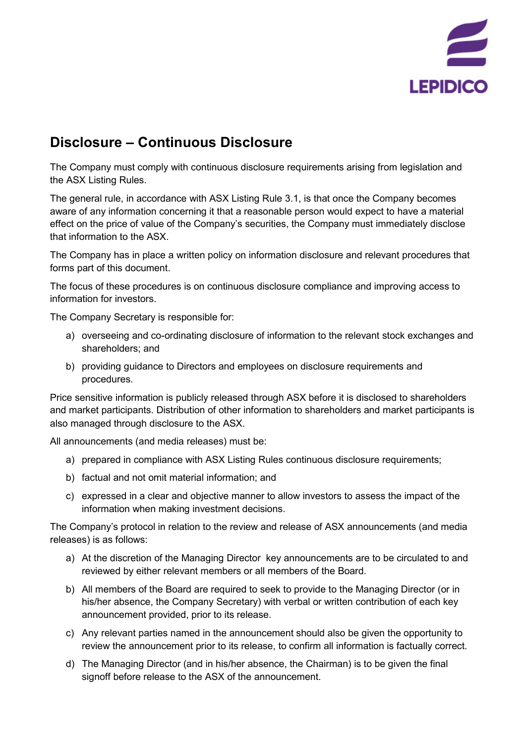## Disclosure – Continuous Disclosure

The Company must comply with continuous disclosure requirements arising from legislation and the ASX Listing Rules.

The general rule, in accordance with ASX Listing Rule 3.1, is that once the Company becomes aware of any information concerning it that a reasonable person would expect to have a material effect on the price of value of the Company's securities, the Company must immediately disclose that information to the ASX.

The Company has in place a written policy on information disclosure and relevant procedures that forms part of this document.

The focus of these procedures is on continuous disclosure compliance and improving access to information for investors.

The Company Secretary is responsible for:

a) overseeing and co-ordinating disclosure of information to the relevant stock exchanges and shareholders; and

b) providing guidance to Directors and employees on disclosure requirements and procedures.

Price sensitive information is publicly released through ASX before it is disclosed to shareholders and market participants. Distribution of other information to shareholders and market participants is also managed through disclosure to the ASX.

All announcements (and media releases) must be:

a) prepared in compliance with ASX Listing Rules continuous disclosure requirements;

b) factual and not omit material information; and

c) expressed in a clear and objective manner to allow investors to assess the impact of the information when making investment decisions.

The Company's protocol in relation to the review and release of ASX announcements (and media releases) is as follows:

a) At the discretion of the Managing Director key announcements are to be circulated to and reviewed by either relevant members or all members of the Board.

b) All members of the Board are required to seek to provide to the Managing Director (or in his/her absence, the Company Secretary) with verbal or written contribution of each key announcement provided, prior to its release.

c) Any relevant parties named in the announcement should also be given the opportunity to review the announcement prior to its release, to confirm all information is factually correct.

d) The Managing Director (and in his/her absence, the Chairman) is to be given the final signoff before release to the ASX of the announcement.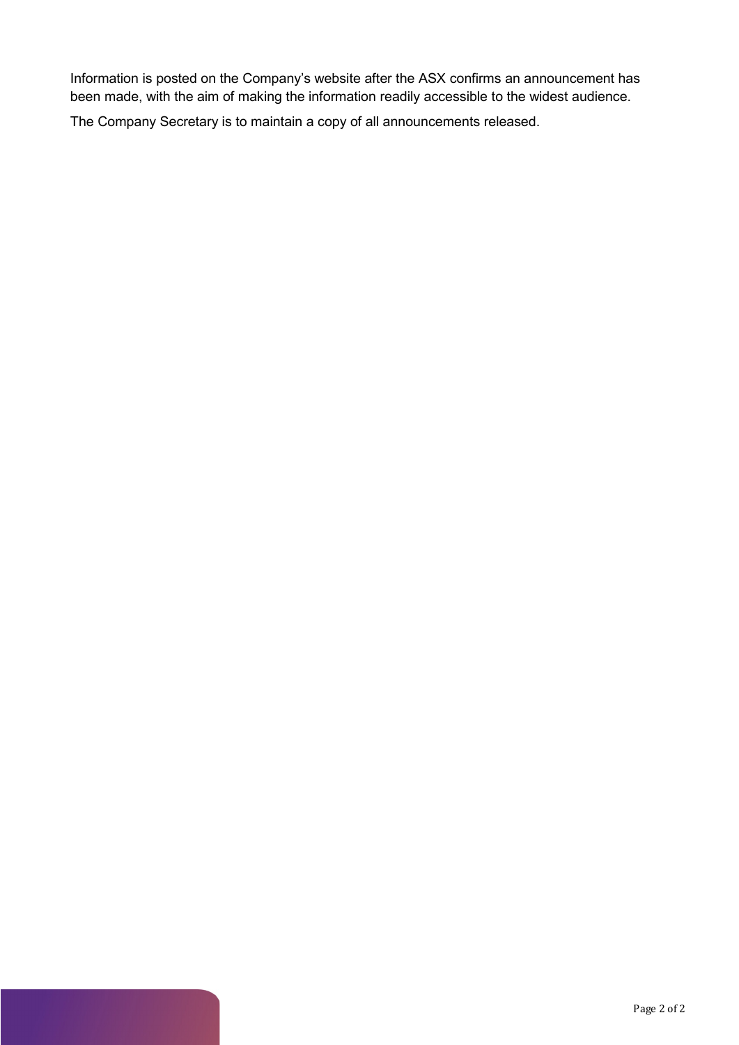Information is posted on the Company's website after the ASX confirms an announcement has been made, with the aim of making the information readily accessible to the widest audience.

The Company Secretary is to maintain a copy of all announcements released.